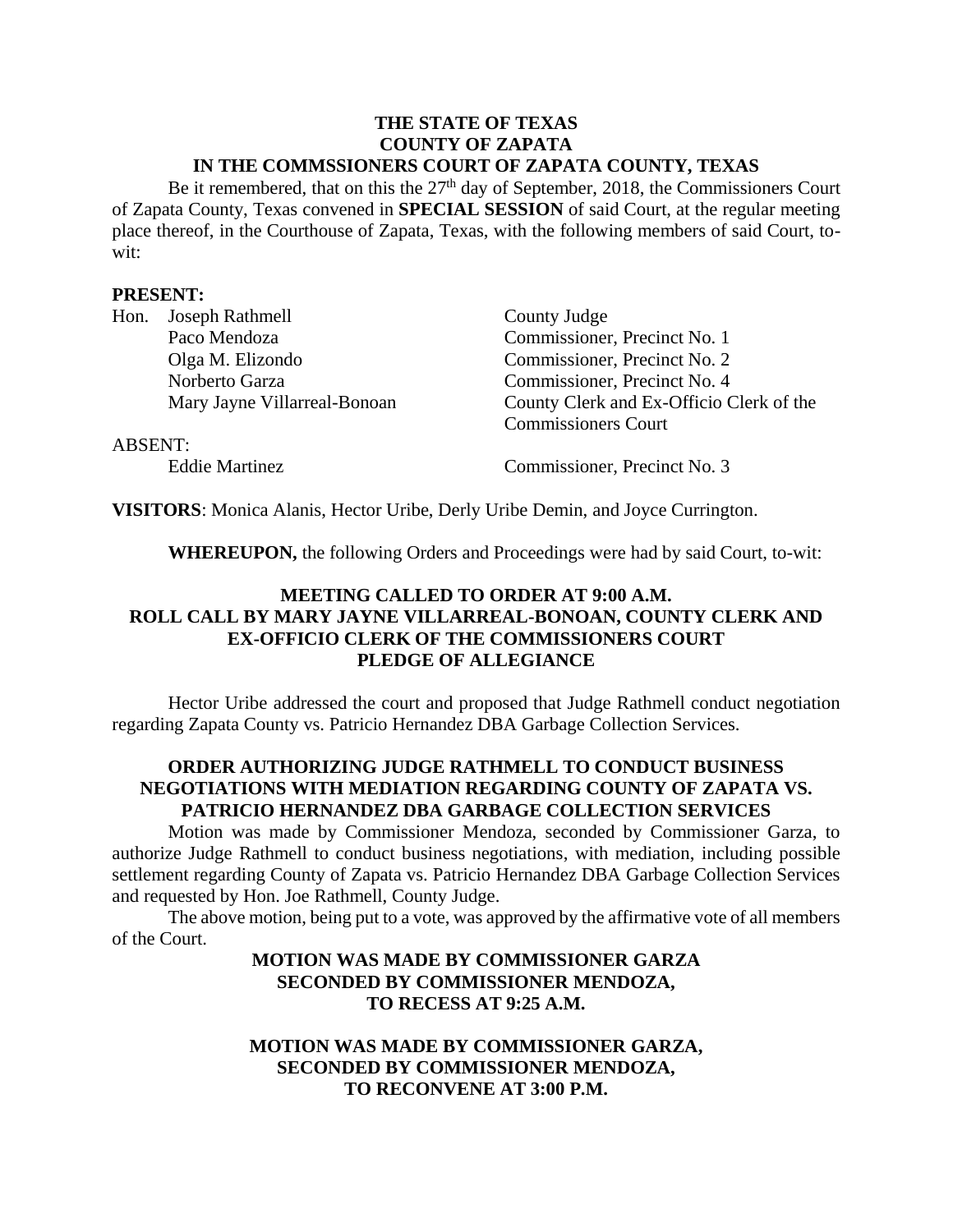**THE STATE OF TEXAS**
**COUNTY OF ZAPATA**
**IN THE COMMSSIONERS COURT OF ZAPATA COUNTY, TEXAS**

Be it remembered, that on this the 27th day of September, 2018, the Commissioners Court of Zapata County, Texas convened in **SPECIAL SESSION** of said Court, at the regular meeting place thereof, in the Courthouse of Zapata, Texas, with the following members of said Court, to-wit:

**PRESENT:**

| | |
|---|---|
| Hon. Joseph Rathmell | County Judge |
| Paco Mendoza | Commissioner, Precinct No. 1 |
| Olga M. Elizondo | Commissioner, Precinct No. 2 |
| Norberto Garza | Commissioner, Precinct No. 4 |
| Mary Jayne Villarreal-Bonoan | County Clerk and Ex-Officio Clerk of the Commissioners Court |

ABSENT:

| | |
|---|---|
| Eddie Martinez | Commissioner, Precinct No. 3 |

**VISITORS**: Monica Alanis, Hector Uribe, Derly Uribe Demin, and Joyce Currington.

**WHEREUPON,** the following Orders and Proceedings were had by said Court, to-wit:

**MEETING CALLED TO ORDER AT 9:00 A.M.**
**ROLL CALL BY MARY JAYNE VILLARREAL-BONOAN, COUNTY CLERK AND EX-OFFICIO CLERK OF THE COMMISSIONERS COURT**
**PLEDGE OF ALLEGIANCE**

Hector Uribe addressed the court and proposed that Judge Rathmell conduct negotiation regarding Zapata County vs. Patricio Hernandez DBA Garbage Collection Services.

**ORDER AUTHORIZING JUDGE RATHMELL TO CONDUCT BUSINESS NEGOTIATIONS WITH MEDIATION REGARDING COUNTY OF ZAPATA VS. PATRICIO HERNANDEZ DBA GARBAGE COLLECTION SERVICES**

Motion was made by Commissioner Mendoza, seconded by Commissioner Garza, to authorize Judge Rathmell to conduct business negotiations, with mediation, including possible settlement regarding County of Zapata vs. Patricio Hernandez DBA Garbage Collection Services and requested by Hon. Joe Rathmell, County Judge.

The above motion, being put to a vote, was approved by the affirmative vote of all members of the Court.

**MOTION WAS MADE BY COMMISSIONER GARZA**
**SECONDED BY COMMISSIONER MENDOZA,**
**TO RECESS AT 9:25 A.M.**

**MOTION WAS MADE BY COMMISSIONER GARZA,**
**SECONDED BY COMMISSIONER MENDOZA,**
**TO RECONVENE AT 3:00 P.M.**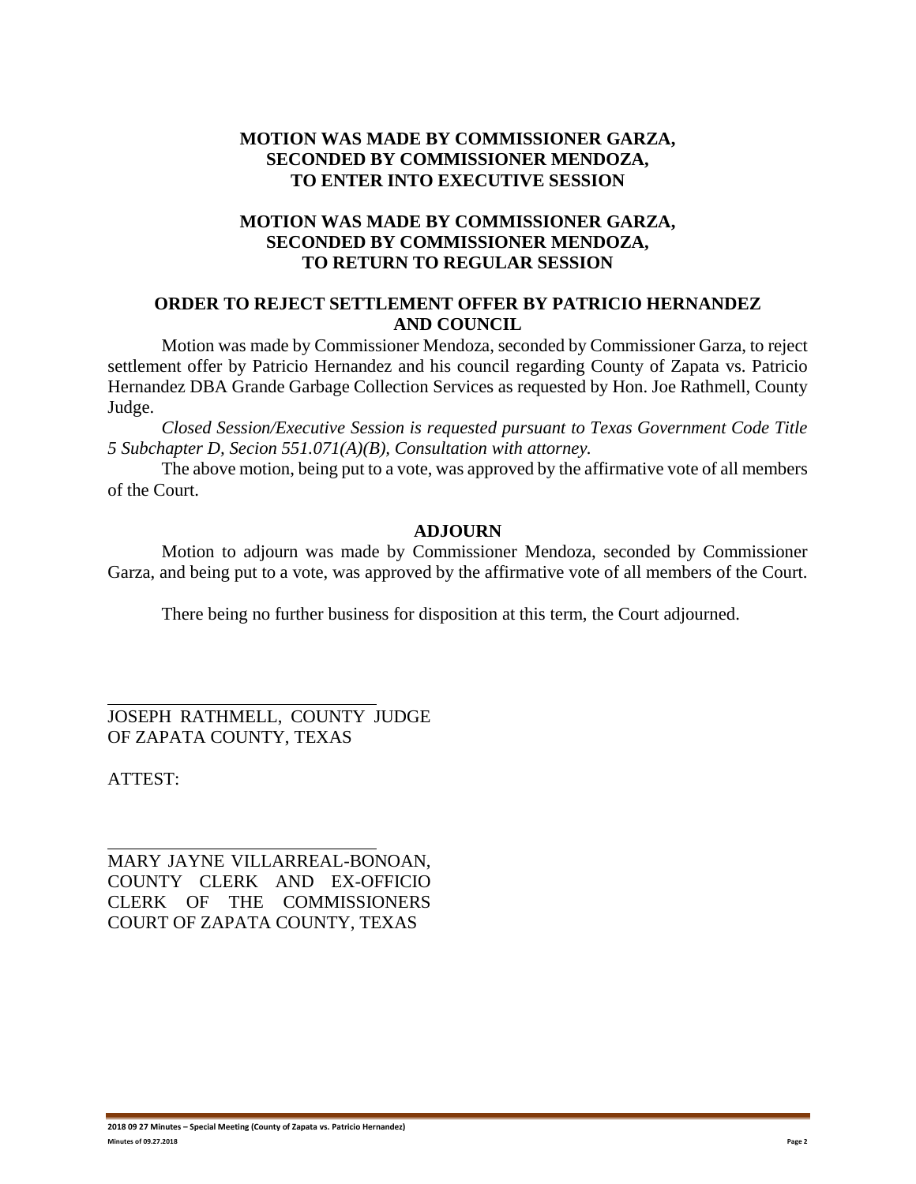**MOTION WAS MADE BY COMMISSIONER GARZA,**
**SECONDED BY COMMISSIONER MENDOZA,**
**TO ENTER INTO EXECUTIVE SESSION**

**MOTION WAS MADE BY COMMISSIONER GARZA,**
**SECONDED BY COMMISSIONER MENDOZA,**
**TO RETURN TO REGULAR SESSION**

**ORDER TO REJECT SETTLEMENT OFFER BY PATRICIO HERNANDEZ AND COUNCIL**

Motion was made by Commissioner Mendoza, seconded by Commissioner Garza, to reject settlement offer by Patricio Hernandez and his council regarding County of Zapata vs. Patricio Hernandez DBA Grande Garbage Collection Services as requested by Hon. Joe Rathmell, County Judge.

*Closed Session/Executive Session is requested pursuant to Texas Government Code Title 5 Subchapter D, Secion 551.071(A)(B), Consultation with attorney.*

The above motion, being put to a vote, was approved by the affirmative vote of all members of the Court.

**ADJOURN**

Motion to adjourn was made by Commissioner Mendoza, seconded by Commissioner Garza, and being put to a vote, was approved by the affirmative vote of all members of the Court.

There being no further business for disposition at this term, the Court adjourned.

\_\_\_\_\_\_\_\_\_\_\_\_\_\_\_\_\_\_\_\_\_\_\_\_\_\_\_\_\_\_
JOSEPH RATHMELL, COUNTY JUDGE
OF ZAPATA COUNTY, TEXAS

ATTEST:

\_\_\_\_\_\_\_\_\_\_\_\_\_\_\_\_\_\_\_\_\_\_\_\_\_\_\_\_\_\_
MARY JAYNE VILLARREAL-BONOAN,
COUNTY CLERK AND EX-OFFICIO
CLERK OF THE COMMISSIONERS
COURT OF ZAPATA COUNTY, TEXAS